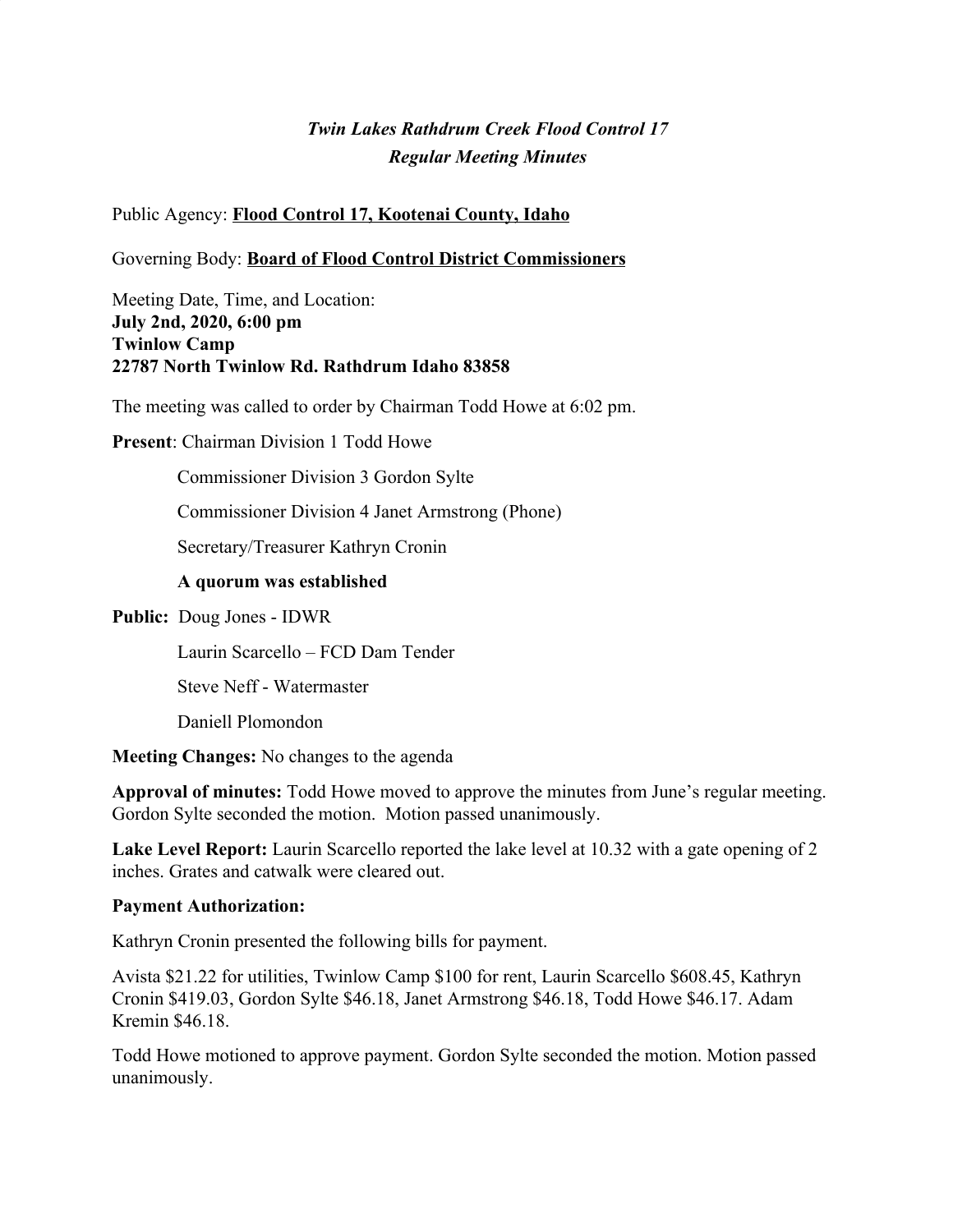***Twin Lakes Rathdrum Creek Flood Control 17***
***Regular Meeting Minutes***

Public Agency: **Flood Control 17, Kootenai County, Idaho**

Governing Body: **Board of Flood Control District Commissioners**

Meeting Date, Time, and Location:
**July 2nd, 2020, 6:00 pm**
**Twinlow Camp**
**22787 North Twinlow Rd. Rathdrum Idaho 83858**

The meeting was called to order by Chairman Todd Howe at 6:02 pm.

**Present**: Chairman Division 1 Todd Howe

Commissioner Division 3 Gordon Sylte

Commissioner Division 4 Janet Armstrong (Phone)

Secretary/Treasurer Kathryn Cronin

**A quorum was established**

**Public:** Doug Jones - IDWR

Laurin Scarcello – FCD Dam Tender

Steve Neff - Watermaster

Daniell Plomondon

**Meeting Changes:** No changes to the agenda

**Approval of minutes:** Todd Howe moved to approve the minutes from June's regular meeting. Gordon Sylte seconded the motion. Motion passed unanimously.

**Lake Level Report:** Laurin Scarcello reported the lake level at 10.32 with a gate opening of 2 inches. Grates and catwalk were cleared out.

**Payment Authorization:**

Kathryn Cronin presented the following bills for payment.

Avista $21.22 for utilities, Twinlow Camp $100 for rent, Laurin Scarcello $608.45, Kathryn Cronin $419.03, Gordon Sylte $46.18, Janet Armstrong $46.18, Todd Howe $46.17. Adam Kremin $46.18.

Todd Howe motioned to approve payment. Gordon Sylte seconded the motion. Motion passed unanimously.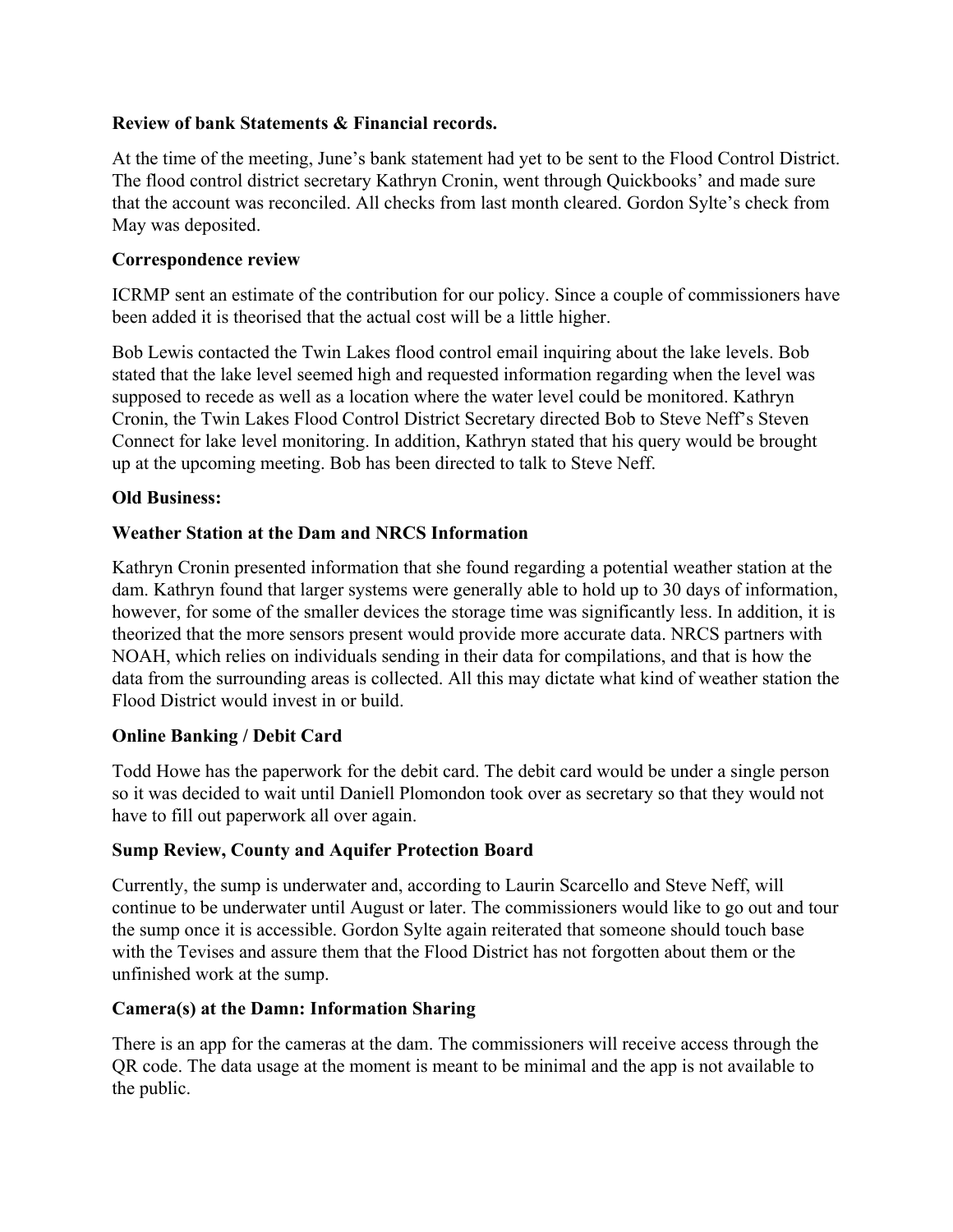**Review of bank Statements & Financial records.**

At the time of the meeting, June's bank statement had yet to be sent to the Flood Control District. The flood control district secretary Kathryn Cronin, went through Quickbooks' and made sure that the account was reconciled. All checks from last month cleared. Gordon Sylte's check from May was deposited.

**Correspondence review**

ICRMP sent an estimate of the contribution for our policy. Since a couple of commissioners have been added it is theorised that the actual cost will be a little higher.

Bob Lewis contacted the Twin Lakes flood control email inquiring about the lake levels. Bob stated that the lake level seemed high and requested information regarding when the level was supposed to recede as well as a location where the water level could be monitored. Kathryn Cronin, the Twin Lakes Flood Control District Secretary directed Bob to Steve Neff's Steven Connect for lake level monitoring. In addition, Kathryn stated that his query would be brought up at the upcoming meeting. Bob has been directed to talk to Steve Neff.

**Old Business:**

**Weather Station at the Dam and NRCS Information**

Kathryn Cronin presented information that she found regarding a potential weather station at the dam. Kathryn found that larger systems were generally able to hold up to 30 days of information, however, for some of the smaller devices the storage time was significantly less. In addition, it is theorized that the more sensors present would provide more accurate data. NRCS partners with NOAH, which relies on individuals sending in their data for compilations, and that is how the data from the surrounding areas is collected. All this may dictate what kind of weather station the Flood District would invest in or build.

**Online Banking / Debit Card**

Todd Howe has the paperwork for the debit card. The debit card would be under a single person so it was decided to wait until Daniell Plomondon took over as secretary so that they would not have to fill out paperwork all over again.

**Sump Review, County and Aquifer Protection Board**

Currently, the sump is underwater and, according to Laurin Scarcello and Steve Neff, will continue to be underwater until August or later. The commissioners would like to go out and tour the sump once it is accessible. Gordon Sylte again reiterated that someone should touch base with the Tevises and assure them that the Flood District has not forgotten about them or the unfinished work at the sump.

**Camera(s) at the Damn: Information Sharing**

There is an app for the cameras at the dam. The commissioners will receive access through the QR code. The data usage at the moment is meant to be minimal and the app is not available to the public.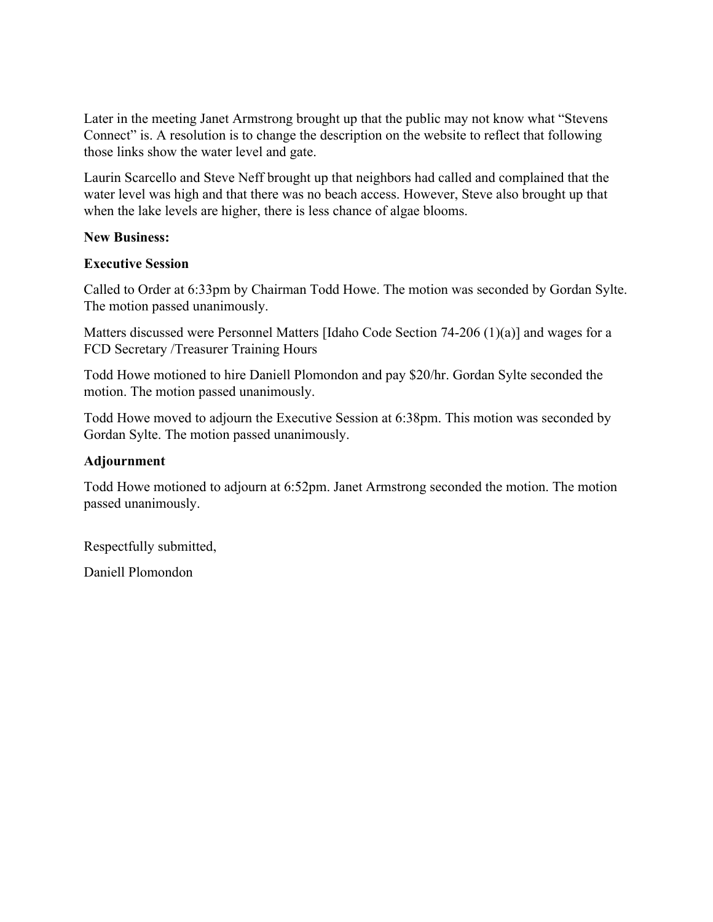Later in the meeting Janet Armstrong brought up that the public may not know what "Stevens Connect" is. A resolution is to change the description on the website to reflect that following those links show the water level and gate.

Laurin Scarcello and Steve Neff brought up that neighbors had called and complained that the water level was high and that there was no beach access. However, Steve also brought up that when the lake levels are higher, there is less chance of algae blooms.

**New Business:**

**Executive Session**

Called to Order at 6:33pm by Chairman Todd Howe. The motion was seconded by Gordan Sylte. The motion passed unanimously.

Matters discussed were Personnel Matters [Idaho Code Section 74-206 (1)(a)] and wages for a FCD Secretary /Treasurer Training Hours

Todd Howe motioned to hire Daniell Plomondon and pay $20/hr. Gordan Sylte seconded the motion. The motion passed unanimously.

Todd Howe moved to adjourn the Executive Session at 6:38pm. This motion was seconded by Gordan Sylte. The motion passed unanimously.

**Adjournment**

Todd Howe motioned to adjourn at 6:52pm. Janet Armstrong seconded the motion. The motion passed unanimously.

Respectfully submitted,

Daniell Plomondon